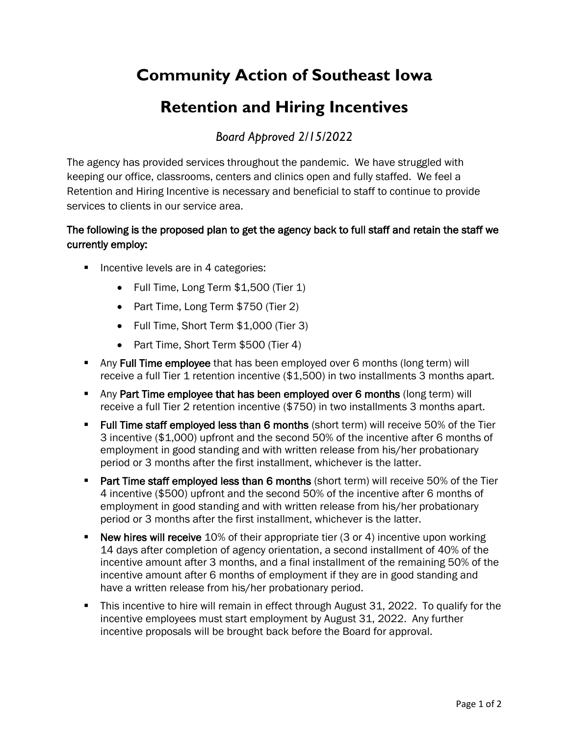# Community Action of Southeast Iowa

# Retention and Hiring Incentives

*Board Approved 2/15/2022*

The agency has provided services throughout the pandemic. We have struggled with keeping our office, classrooms, centers and clinics open and fully staffed. We feel a Retention and Hiring Incentive is necessary and beneficial to staff to continue to provide services to clients in our service area.

**The following is the proposed plan to get the agency back to full staff and retain the staff we currently employ:**

- Incentive levels are in 4 categories:
  - Full Time, Long Term $1,500 (Tier 1)
  - Part Time, Long Term $750 (Tier 2)
  - Full Time, Short Term $1,000 (Tier 3)
  - Part Time, Short Term $500 (Tier 4)
- Any **Full Time employee** that has been employed over 6 months (long term) will receive a full Tier 1 retention incentive ($1,500) in two installments 3 months apart.
- Any **Part Time employee that has been employed over 6 months** (long term) will receive a full Tier 2 retention incentive ($750) in two installments 3 months apart.
- **Full Time staff employed less than 6 months** (short term) will receive 50% of the Tier 3 incentive ($1,000) upfront and the second 50% of the incentive after 6 months of employment in good standing and with written release from his/her probationary period or 3 months after the first installment, whichever is the latter.
- **Part Time staff employed less than 6 months** (short term) will receive 50% of the Tier 4 incentive ($500) upfront and the second 50% of the incentive after 6 months of employment in good standing and with written release from his/her probationary period or 3 months after the first installment, whichever is the latter.
- **New hires will receive** 10% of their appropriate tier (3 or 4) incentive upon working 14 days after completion of agency orientation, a second installment of 40% of the incentive amount after 3 months, and a final installment of the remaining 50% of the incentive amount after 6 months of employment if they are in good standing and have a written release from his/her probationary period.
- This incentive to hire will remain in effect through August 31, 2022. To qualify for the incentive employees must start employment by August 31, 2022. Any further incentive proposals will be brought back before the Board for approval.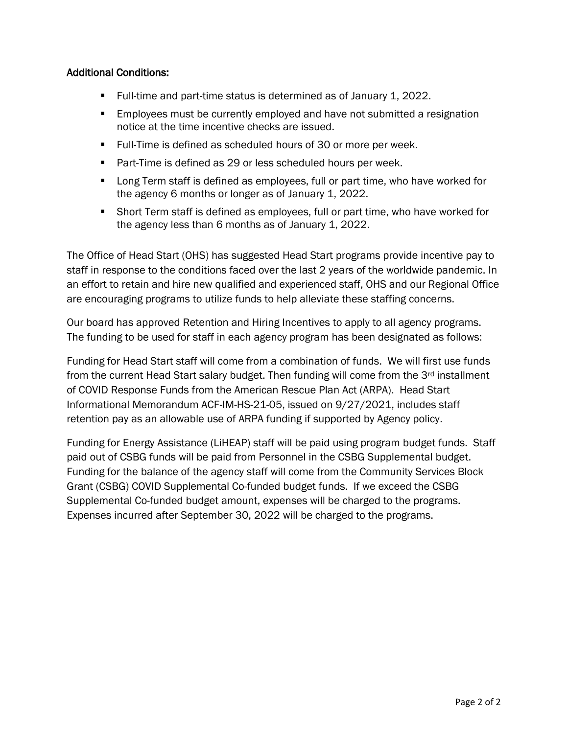**Additional Conditions:**

- Full-time and part-time status is determined as of January 1, 2022.
- Employees must be currently employed and have not submitted a resignation notice at the time incentive checks are issued.
- Full-Time is defined as scheduled hours of 30 or more per week.
- Part-Time is defined as 29 or less scheduled hours per week.
- Long Term staff is defined as employees, full or part time, who have worked for the agency 6 months or longer as of January 1, 2022.
- Short Term staff is defined as employees, full or part time, who have worked for the agency less than 6 months as of January 1, 2022.

The Office of Head Start (OHS) has suggested Head Start programs provide incentive pay to staff in response to the conditions faced over the last 2 years of the worldwide pandemic. In an effort to retain and hire new qualified and experienced staff, OHS and our Regional Office are encouraging programs to utilize funds to help alleviate these staffing concerns.

Our board has approved Retention and Hiring Incentives to apply to all agency programs. The funding to be used for staff in each agency program has been designated as follows:

Funding for Head Start staff will come from a combination of funds. We will first use funds from the current Head Start salary budget. Then funding will come from the 3rd installment of COVID Response Funds from the American Rescue Plan Act (ARPA). Head Start Informational Memorandum ACF-IM-HS-21-05, issued on 9/27/2021, includes staff retention pay as an allowable use of ARPA funding if supported by Agency policy.

Funding for Energy Assistance (LiHEAP) staff will be paid using program budget funds. Staff paid out of CSBG funds will be paid from Personnel in the CSBG Supplemental budget. Funding for the balance of the agency staff will come from the Community Services Block Grant (CSBG) COVID Supplemental Co-funded budget funds. If we exceed the CSBG Supplemental Co-funded budget amount, expenses will be charged to the programs. Expenses incurred after September 30, 2022 will be charged to the programs.